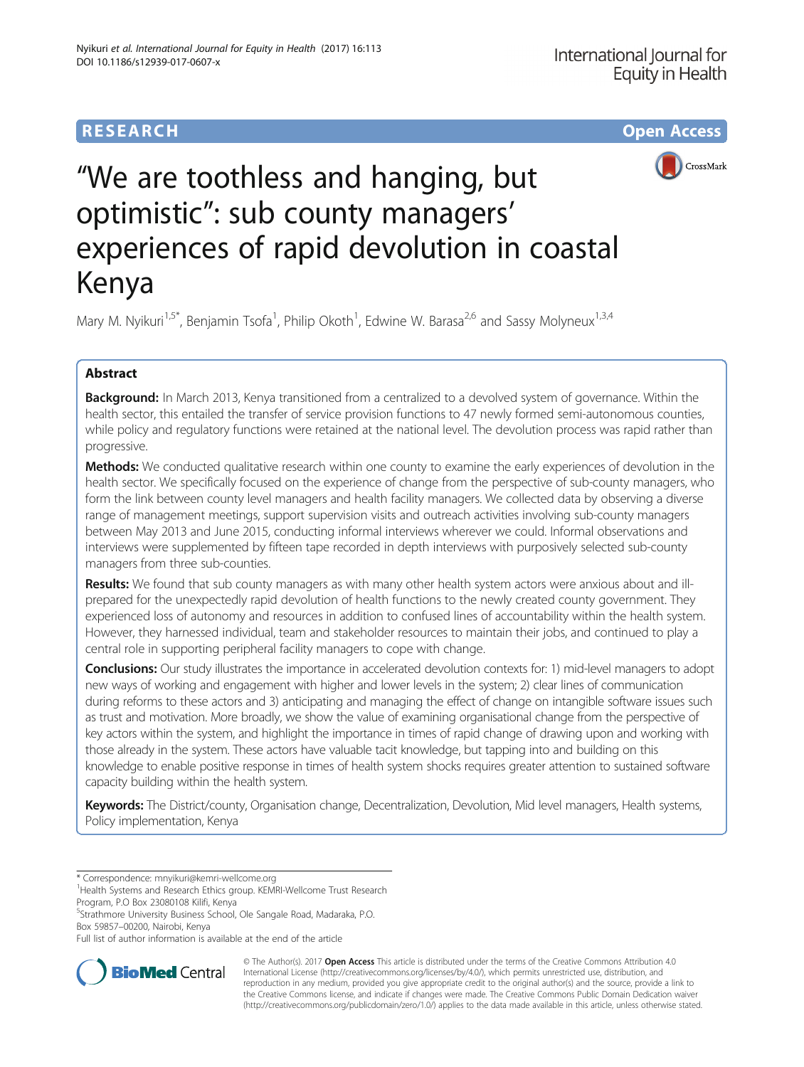RESEARCH Open Access

# "We are toothless and hanging, but optimistic": sub county managers' experiences of rapid devolution in coastal Kenya

Mary M. Nyikuri[1,5*], Benjamin Tsofa[1], Philip Okoth[1], Edwine W. Barasa[2,6] and Sassy Molyneux[1,3,4]

## Abstract

**Background:** In March 2013, Kenya transitioned from a centralized to a devolved system of governance. Within the health sector, this entailed the transfer of service provision functions to 47 newly formed semi-autonomous counties, while policy and regulatory functions were retained at the national level. The devolution process was rapid rather than progressive.

**Methods:** We conducted qualitative research within one county to examine the early experiences of devolution in the health sector. We specifically focused on the experience of change from the perspective of sub-county managers, who form the link between county level managers and health facility managers. We collected data by observing a diverse range of management meetings, support supervision visits and outreach activities involving sub-county managers between May 2013 and June 2015, conducting informal interviews wherever we could. Informal observations and interviews were supplemented by fifteen tape recorded in depth interviews with purposively selected sub-county managers from three sub-counties.

**Results:** We found that sub county managers as with many other health system actors were anxious about and ill-prepared for the unexpectedly rapid devolution of health functions to the newly created county government. They experienced loss of autonomy and resources in addition to confused lines of accountability within the health system. However, they harnessed individual, team and stakeholder resources to maintain their jobs, and continued to play a central role in supporting peripheral facility managers to cope with change.

**Conclusions:** Our study illustrates the importance in accelerated devolution contexts for: 1) mid-level managers to adopt new ways of working and engagement with higher and lower levels in the system; 2) clear lines of communication during reforms to these actors and 3) anticipating and managing the effect of change on intangible software issues such as trust and motivation. More broadly, we show the value of examining organisational change from the perspective of key actors within the system, and highlight the importance in times of rapid change of drawing upon and working with those already in the system. These actors have valuable tacit knowledge, but tapping into and building on this knowledge to enable positive response in times of health system shocks requires greater attention to sustained software capacity building within the health system.

**Keywords:** The District/county, Organisation change, Decentralization, Devolution, Mid level managers, Health systems, Policy implementation, Kenya

---

\* Correspondence: mnyikuri@kemri-wellcome.org
[1]Health Systems and Research Ethics group. KEMRI-Wellcome Trust Research Program, P.O Box 23080108 Kilifi, Kenya
[5]Strathmore University Business School, Ole Sangale Road, Madaraka, P.O. Box 59857–00200, Nairobi, Kenya
Full list of author information is available at the end of the article

© The Author(s). 2017 **Open Access** This article is distributed under the terms of the Creative Commons Attribution 4.0 International License (http://creativecommons.org/licenses/by/4.0/), which permits unrestricted use, distribution, and reproduction in any medium, provided you give appropriate credit to the original author(s) and the source, provide a link to the Creative Commons license, and indicate if changes were made. The Creative Commons Public Domain Dedication waiver (http://creativecommons.org/publicdomain/zero/1.0/) applies to the data made available in this article, unless otherwise stated.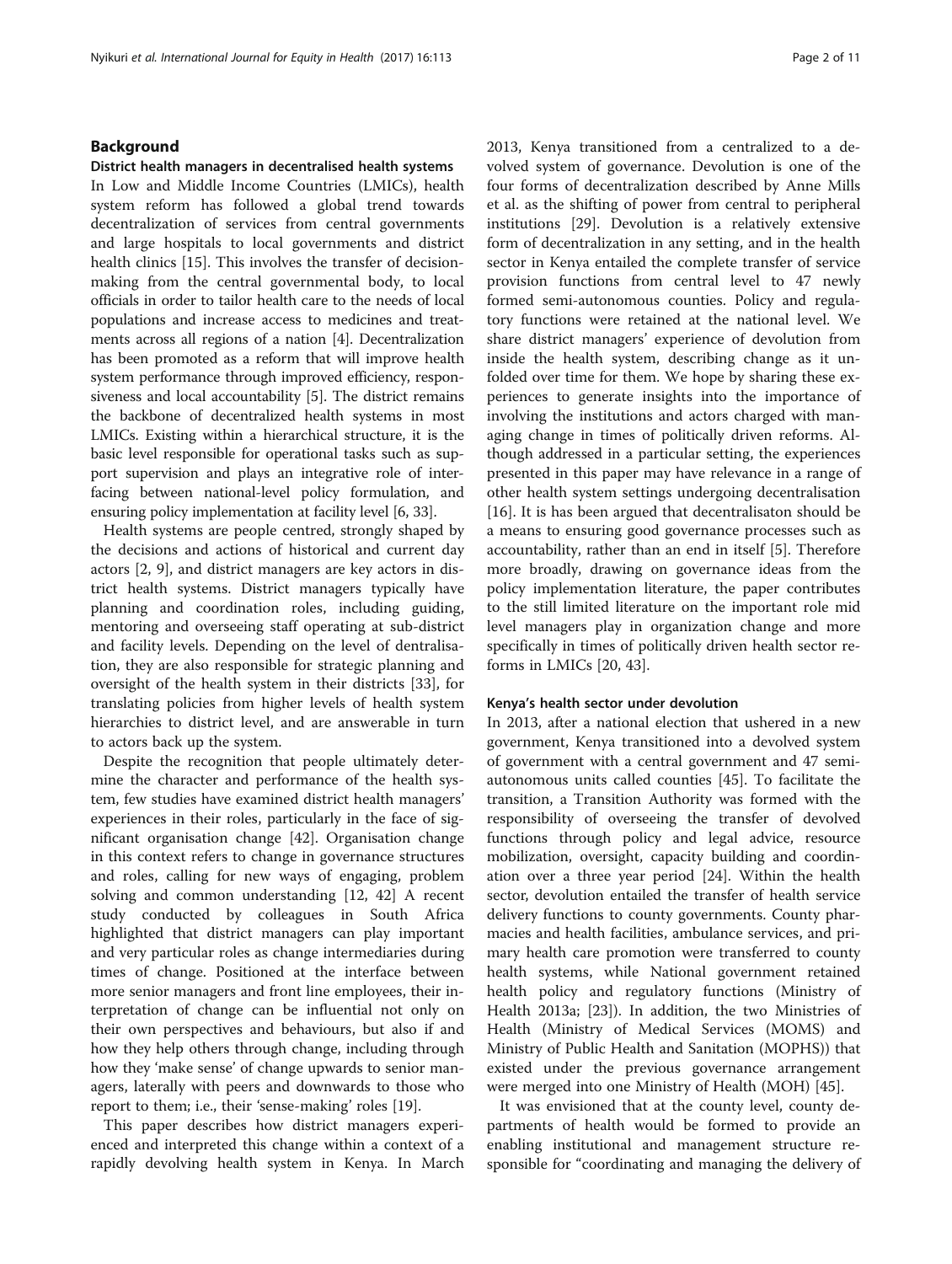## Background

### District health managers in decentralised health systems

In Low and Middle Income Countries (LMICs), health system reform has followed a global trend towards decentralization of services from central governments and large hospitals to local governments and district health clinics [15]. This involves the transfer of decision-making from the central governmental body, to local officials in order to tailor health care to the needs of local populations and increase access to medicines and treatments across all regions of a nation [4]. Decentralization has been promoted as a reform that will improve health system performance through improved efficiency, responsiveness and local accountability [5]. The district remains the backbone of decentralized health systems in most LMICs. Existing within a hierarchical structure, it is the basic level responsible for operational tasks such as support supervision and plays an integrative role of interfacing between national-level policy formulation, and ensuring policy implementation at facility level [6, 33].

Health systems are people centred, strongly shaped by the decisions and actions of historical and current day actors [2, 9], and district managers are key actors in district health systems. District managers typically have planning and coordination roles, including guiding, mentoring and overseeing staff operating at sub-district and facility levels. Depending on the level of dentralisation, they are also responsible for strategic planning and oversight of the health system in their districts [33], for translating policies from higher levels of health system hierarchies to district level, and are answerable in turn to actors back up the system.

Despite the recognition that people ultimately determine the character and performance of the health system, few studies have examined district health managers' experiences in their roles, particularly in the face of significant organisation change [42]. Organisation change in this context refers to change in governance structures and roles, calling for new ways of engaging, problem solving and common understanding [12, 42] A recent study conducted by colleagues in South Africa highlighted that district managers can play important and very particular roles as change intermediaries during times of change. Positioned at the interface between more senior managers and front line employees, their interpretation of change can be influential not only on their own perspectives and behaviours, but also if and how they help others through change, including through how they 'make sense' of change upwards to senior managers, laterally with peers and downwards to those who report to them; i.e., their 'sense-making' roles [19].

This paper describes how district managers experienced and interpreted this change within a context of a rapidly devolving health system in Kenya. In March 2013, Kenya transitioned from a centralized to a devolved system of governance. Devolution is one of the four forms of decentralization described by Anne Mills et al. as the shifting of power from central to peripheral institutions [29]. Devolution is a relatively extensive form of decentralization in any setting, and in the health sector in Kenya entailed the complete transfer of service provision functions from central level to 47 newly formed semi-autonomous counties. Policy and regulatory functions were retained at the national level. We share district managers' experience of devolution from inside the health system, describing change as it unfolded over time for them. We hope by sharing these experiences to generate insights into the importance of involving the institutions and actors charged with managing change in times of politically driven reforms. Although addressed in a particular setting, the experiences presented in this paper may have relevance in a range of other health system settings undergoing decentralisation [16]. It is has been argued that decentralisaton should be a means to ensuring good governance processes such as accountability, rather than an end in itself [5]. Therefore more broadly, drawing on governance ideas from the policy implementation literature, the paper contributes to the still limited literature on the important role mid level managers play in organization change and more specifically in times of politically driven health sector reforms in LMICs [20, 43].

### Kenya's health sector under devolution

In 2013, after a national election that ushered in a new government, Kenya transitioned into a devolved system of government with a central government and 47 semi-autonomous units called counties [45]. To facilitate the transition, a Transition Authority was formed with the responsibility of overseeing the transfer of devolved functions through policy and legal advice, resource mobilization, oversight, capacity building and coordination over a three year period [24]. Within the health sector, devolution entailed the transfer of health service delivery functions to county governments. County pharmacies and health facilities, ambulance services, and primary health care promotion were transferred to county health systems, while National government retained health policy and regulatory functions (Ministry of Health 2013a; [23]). In addition, the two Ministries of Health (Ministry of Medical Services (MOMS) and Ministry of Public Health and Sanitation (MOPHS)) that existed under the previous governance arrangement were merged into one Ministry of Health (MOH) [45].

It was envisioned that at the county level, county departments of health would be formed to provide an enabling institutional and management structure responsible for "coordinating and managing the delivery of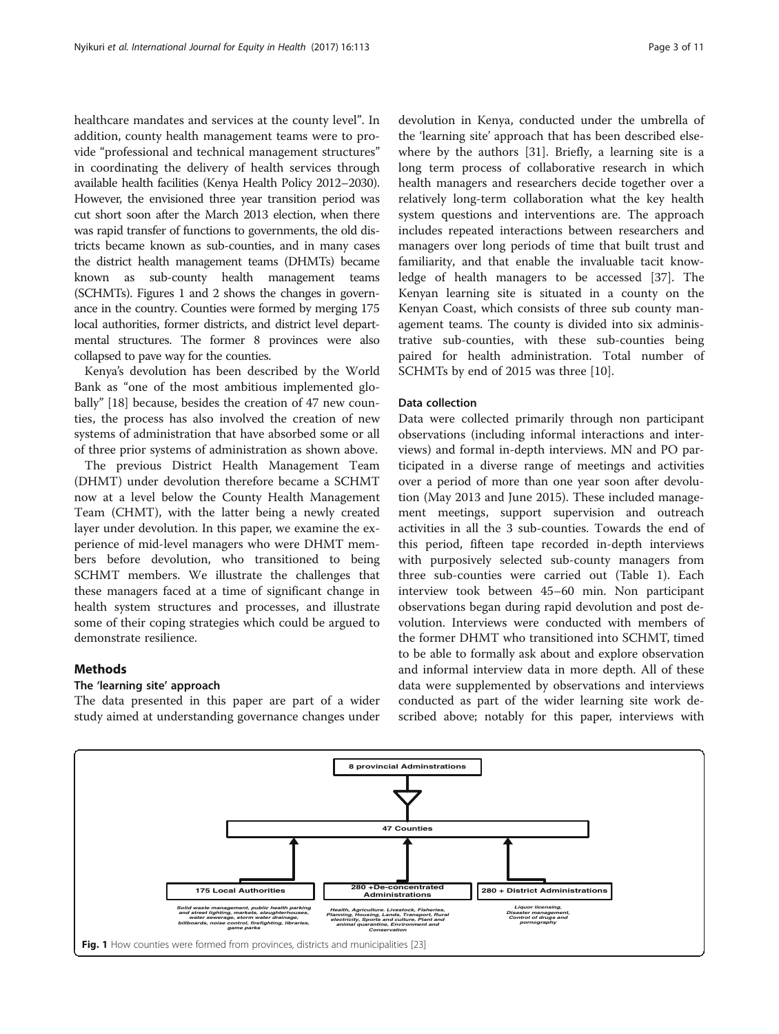healthcare mandates and services at the county level". In addition, county health management teams were to provide "professional and technical management structures" in coordinating the delivery of health services through available health facilities (Kenya Health Policy 2012–2030). However, the envisioned three year transition period was cut short soon after the March 2013 election, when there was rapid transfer of functions to governments, the old districts became known as sub-counties, and in many cases the district health management teams (DHMTs) became known as sub-county health management teams (SCHMTs). Figures 1 and 2 shows the changes in governance in the country. Counties were formed by merging 175 local authorities, former districts, and district level departmental structures. The former 8 provinces were also collapsed to pave way for the counties.

Kenya's devolution has been described by the World Bank as "one of the most ambitious implemented globally" [18] because, besides the creation of 47 new counties, the process has also involved the creation of new systems of administration that have absorbed some or all of three prior systems of administration as shown above.

The previous District Health Management Team (DHMT) under devolution therefore became a SCHMT now at a level below the County Health Management Team (CHMT), with the latter being a newly created layer under devolution. In this paper, we examine the experience of mid-level managers who were DHMT members before devolution, who transitioned to being SCHMT members. We illustrate the challenges that these managers faced at a time of significant change in health system structures and processes, and illustrate some of their coping strategies which could be argued to demonstrate resilience.

## Methods

### The 'learning site' approach

The data presented in this paper are part of a wider study aimed at understanding governance changes under devolution in Kenya, conducted under the umbrella of the 'learning site' approach that has been described elsewhere by the authors [31]. Briefly, a learning site is a long term process of collaborative research in which health managers and researchers decide together over a relatively long-term collaboration what the key health system questions and interventions are. The approach includes repeated interactions between researchers and managers over long periods of time that built trust and familiarity, and that enable the invaluable tacit knowledge of health managers to be accessed [37]. The Kenyan learning site is situated in a county on the Kenyan Coast, which consists of three sub county management teams. The county is divided into six administrative sub-counties, with these sub-counties being paired for health administration. Total number of SCHMTs by end of 2015 was three [10].

### Data collection

Data were collected primarily through non participant observations (including informal interactions and interviews) and formal in-depth interviews. MN and PO participated in a diverse range of meetings and activities over a period of more than one year soon after devolution (May 2013 and June 2015). These included management meetings, support supervision and outreach activities in all the 3 sub-counties. Towards the end of this period, fifteen tape recorded in-depth interviews with purposively selected sub-county managers from three sub-counties were carried out (Table 1). Each interview took between 45–60 min. Non participant observations began during rapid devolution and post devolution. Interviews were conducted with members of the former DHMT who transitioned into SCHMT, timed to be able to formally ask about and explore observation and informal interview data in more depth. All of these data were supplemented by observations and interviews conducted as part of the wider learning site work described above; notably for this paper, interviews with

8 provincial Adminstrations

47 Counties

175 Local Authorities
Solid waste management, public health parking and street lighting, markets, slaughterhouses, water sewerage, storm water drainage, billboards, noise control, firefighting, libraries, game parks

280 +De-concentrated Administrations
Health, Agriculture. Livestock, Fisheries, Planning, Housing, Lands, Transport, Rural electricity, Sports and culture, Plant and animal quarantine, Environment and Conservation

280 + District Administrations
Liquor licensing, Disaster management, Control of drugs and pornography

**Fig. 1** How counties were formed from provinces, districts and municipalities [23]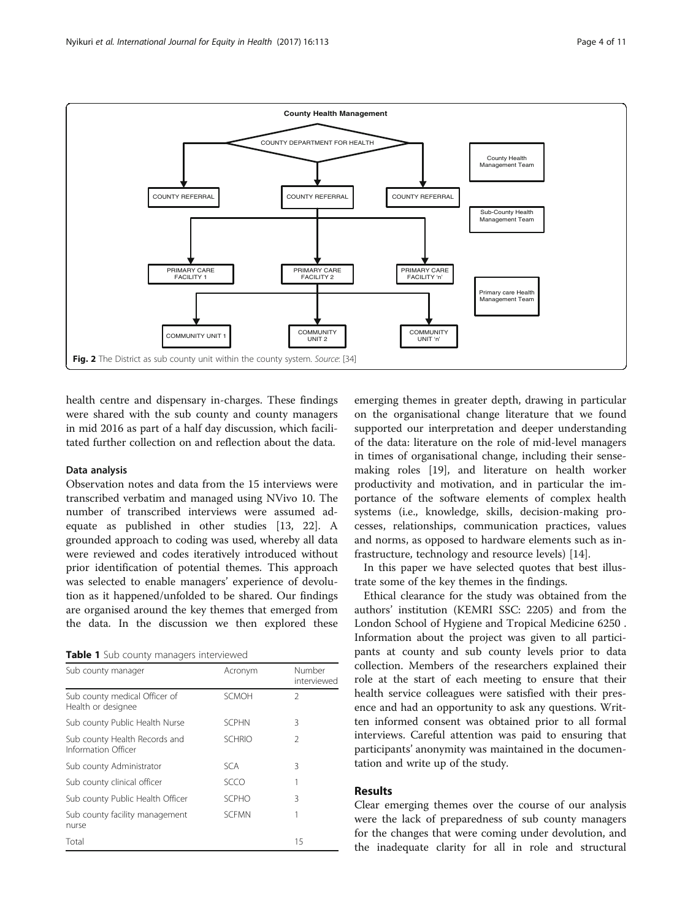**County Health Management**

COUNTY DEPARTMENT FOR HEALTH

County Health Management Team

COUNTY REFERRAL | COUNTY REFERRAL | COUNTY REFERRAL

Sub-County Health Management Team

PRIMARY CARE FACILITY 1 | PRIMARY CARE FACILITY 2 | PRIMARY CARE FACILITY 'n'

Primary care Health Management Team

COMMUNITY UNIT 1 | COMMUNITY UNIT 2 | COMMUNITY UNIT 'n'

**Fig. 2** The District as sub county unit within the county system. *Source*: [34]

health centre and dispensary in-charges. These findings were shared with the sub county and county managers in mid 2016 as part of a half day discussion, which facilitated further collection on and reflection about the data.

### Data analysis

Observation notes and data from the 15 interviews were transcribed verbatim and managed using NVivo 10. The number of transcribed interviews were assumed adequate as published in other studies [13, 22]. A grounded approach to coding was used, whereby all data were reviewed and codes iteratively introduced without prior identification of potential themes. This approach was selected to enable managers' experience of devolution as it happened/unfolded to be shared. Our findings are organised around the key themes that emerged from the data. In the discussion we then explored these emerging themes in greater depth, drawing in particular on the organisational change literature that we found supported our interpretation and deeper understanding of the data: literature on the role of mid-level managers in times of organisational change, including their sense-making roles [19], and literature on health worker productivity and motivation, and in particular the importance of the software elements of complex health systems (i.e., knowledge, skills, decision-making processes, relationships, communication practices, values and norms, as opposed to hardware elements such as infrastructure, technology and resource levels) [14].

**Table 1** Sub county managers interviewed

| Sub county manager | Acronym | Number interviewed |
|---|---|---|
| Sub county medical Officer of Health or designee | SCMOH | 2 |
| Sub county Public Health Nurse | SCPHN | 3 |
| Sub county Health Records and Information Officer | SCHRIO | 2 |
| Sub county Administrator | SCA | 3 |
| Sub county clinical officer | SCCO | 1 |
| Sub county Public Health Officer | SCPHO | 3 |
| Sub county facility management nurse | SCFMN | 1 |
| Total | | 15 |

In this paper we have selected quotes that best illustrate some of the key themes in the findings.

Ethical clearance for the study was obtained from the authors' institution (KEMRI SSC: 2205) and from the London School of Hygiene and Tropical Medicine 6250 . Information about the project was given to all participants at county and sub county levels prior to data collection. Members of the researchers explained their role at the start of each meeting to ensure that their health service colleagues were satisfied with their presence and had an opportunity to ask any questions. Written informed consent was obtained prior to all formal interviews. Careful attention was paid to ensuring that participants' anonymity was maintained in the documentation and write up of the study.

## Results

Clear emerging themes over the course of our analysis were the lack of preparedness of sub county managers for the changes that were coming under devolution, and the inadequate clarity for all in role and structural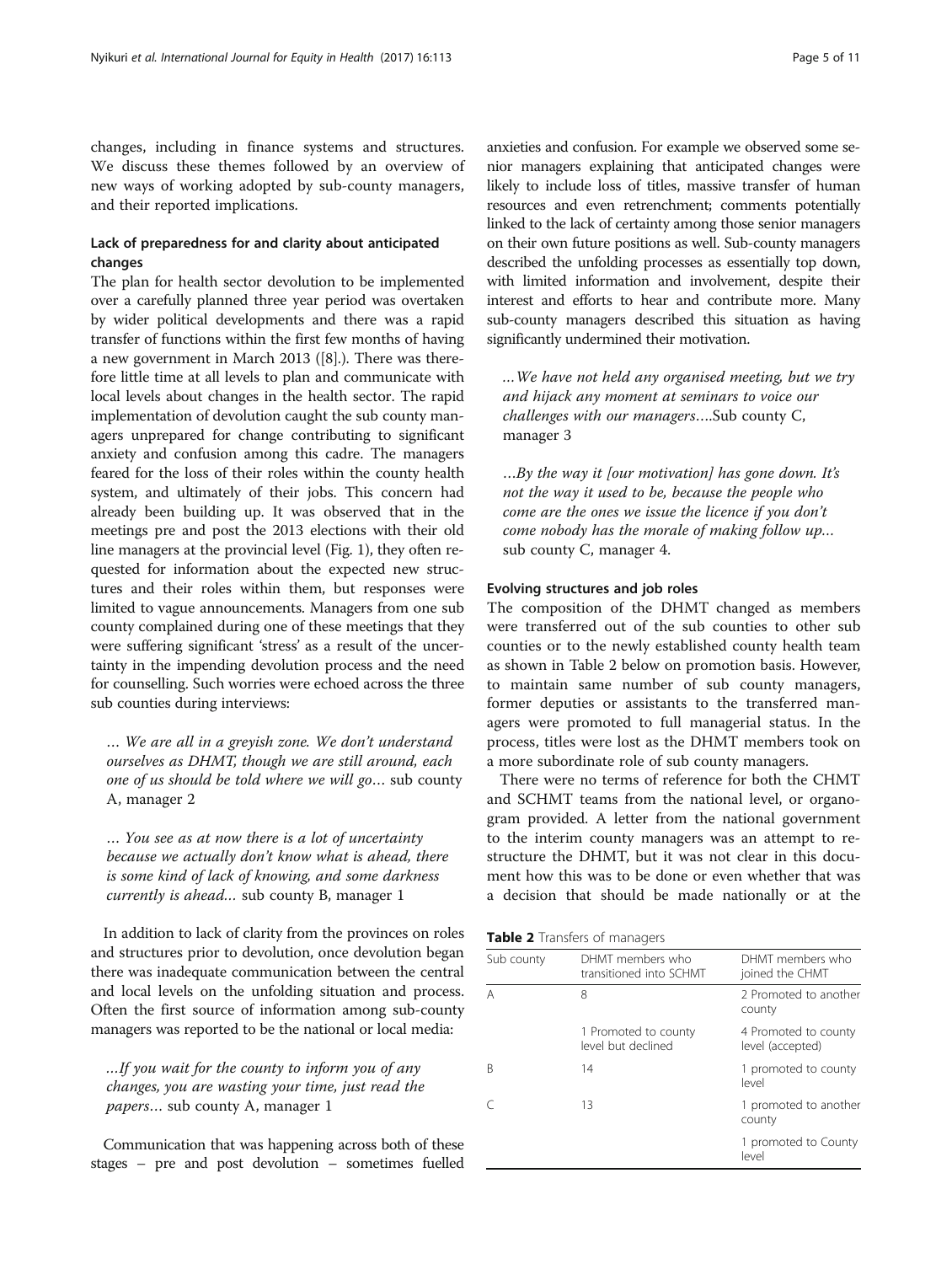changes, including in finance systems and structures. We discuss these themes followed by an overview of new ways of working adopted by sub-county managers, and their reported implications.

### Lack of preparedness for and clarity about anticipated changes

The plan for health sector devolution to be implemented over a carefully planned three year period was overtaken by wider political developments and there was a rapid transfer of functions within the first few months of having a new government in March 2013 ([8].). There was therefore little time at all levels to plan and communicate with local levels about changes in the health sector. The rapid implementation of devolution caught the sub county managers unprepared for change contributing to significant anxiety and confusion among this cadre. The managers feared for the loss of their roles within the county health system, and ultimately of their jobs. This concern had already been building up. It was observed that in the meetings pre and post the 2013 elections with their old line managers at the provincial level (Fig. 1), they often requested for information about the expected new structures and their roles within them, but responses were limited to vague announcements. Managers from one sub county complained during one of these meetings that they were suffering significant 'stress' as a result of the uncertainty in the impending devolution process and the need for counselling. Such worries were echoed across the three sub counties during interviews:

> … *We are all in a greyish zone. We don't understand ourselves as DHMT, though we are still around, each one of us should be told where we will go*… sub county A, manager 2

> … *You see as at now there is a lot of uncertainty because we actually don't know what is ahead, there is some kind of lack of knowing, and some darkness currently is ahead*… sub county B, manager 1

In addition to lack of clarity from the provinces on roles and structures prior to devolution, once devolution began there was inadequate communication between the central and local levels on the unfolding situation and process. Often the first source of information among sub-county managers was reported to be the national or local media:

> …*If you wait for the county to inform you of any changes, you are wasting your time, just read the papers*… sub county A, manager 1

Communication that was happening across both of these stages – pre and post devolution – sometimes fuelled anxieties and confusion. For example we observed some senior managers explaining that anticipated changes were likely to include loss of titles, massive transfer of human resources and even retrenchment; comments potentially linked to the lack of certainty among those senior managers on their own future positions as well. Sub-county managers described the unfolding processes as essentially top down, with limited information and involvement, despite their interest and efforts to hear and contribute more. Many sub-county managers described this situation as having significantly undermined their motivation.

> …*We have not held any organised meeting, but we try and hijack any moment at seminars to voice our challenges with our managers*….Sub county C, manager 3

> …*By the way it [our motivation] has gone down. It's not the way it used to be, because the people who come are the ones we issue the licence if you don't come nobody has the morale of making follow up*… sub county C, manager 4.

### Evolving structures and job roles

The composition of the DHMT changed as members were transferred out of the sub counties to other sub counties or to the newly established county health team as shown in Table 2 below on promotion basis. However, to maintain same number of sub county managers, former deputies or assistants to the transferred managers were promoted to full managerial status. In the process, titles were lost as the DHMT members took on a more subordinate role of sub county managers.

There were no terms of reference for both the CHMT and SCHMT teams from the national level, or organogram provided. A letter from the national government to the interim county managers was an attempt to restructure the DHMT, but it was not clear in this document how this was to be done or even whether that was a decision that should be made nationally or at the

**Table 2** Transfers of managers

| Sub county | DHMT members who transitioned into SCHMT | DHMT members who joined the CHMT |
|---|---|---|
| A | 8 | 2 Promoted to another county |
| | 1 Promoted to county level but declined | 4 Promoted to county level (accepted) |
| B | 14 | 1 promoted to county level |
| C | 13 | 1 promoted to another county |
| | | 1 promoted to County level |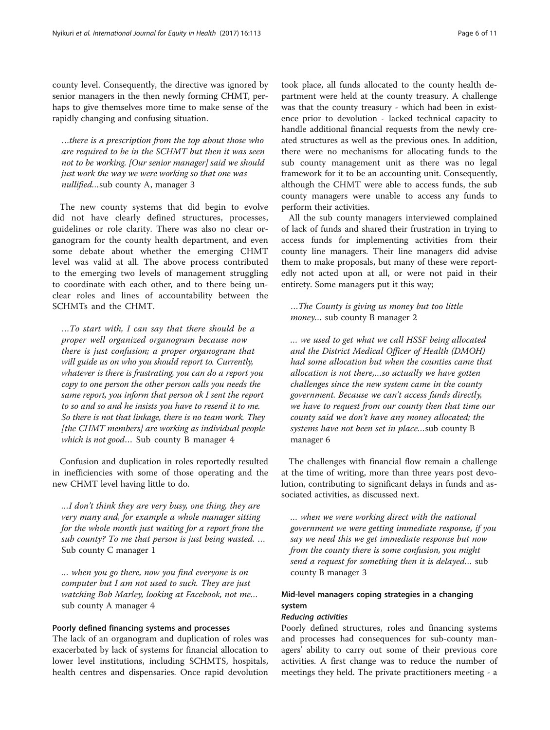county level. Consequently, the directive was ignored by senior managers in the then newly forming CHMT, perhaps to give themselves more time to make sense of the rapidly changing and confusing situation.

> *…there is a prescription from the top about those who are required to be in the SCHMT but then it was seen not to be working. [Our senior manager] said we should just work the way we were working so that one was nullified…*sub county A, manager 3

The new county systems that did begin to evolve did not have clearly defined structures, processes, guidelines or role clarity. There was also no clear organogram for the county health department, and even some debate about whether the emerging CHMT level was valid at all. The above process contributed to the emerging two levels of management struggling to coordinate with each other, and to there being unclear roles and lines of accountability between the SCHMTs and the CHMT.

> *…To start with, I can say that there should be a proper well organized organogram because now there is just confusion; a proper organogram that will guide us on who you should report to. Currently, whatever is there is frustrating, you can do a report you copy to one person the other person calls you needs the same report, you inform that person ok I sent the report to so and so and he insists you have to resend it to me. So there is not that linkage, there is no team work. They [the CHMT members] are working as individual people which is not good…* Sub county B manager 4

Confusion and duplication in roles reportedly resulted in inefficiencies with some of those operating and the new CHMT level having little to do.

> *…I don't think they are very busy, one thing, they are very many and, for example a whole manager sitting for the whole month just waiting for a report from the sub county? To me that person is just being wasted. …* Sub county C manager 1

> *… when you go there, now you find everyone is on computer but I am not used to such. They are just watching Bob Marley, looking at Facebook, not me…* sub county A manager 4

#### Poorly defined financing systems and processes

The lack of an organogram and duplication of roles was exacerbated by lack of systems for financial allocation to lower level institutions, including SCHMTS, hospitals, health centres and dispensaries. Once rapid devolution took place, all funds allocated to the county health department were held at the county treasury. A challenge was that the county treasury - which had been in existence prior to devolution - lacked technical capacity to handle additional financial requests from the newly created structures as well as the previous ones. In addition, there were no mechanisms for allocating funds to the sub county management unit as there was no legal framework for it to be an accounting unit. Consequently, although the CHMT were able to access funds, the sub county managers were unable to access any funds to perform their activities.

All the sub county managers interviewed complained of lack of funds and shared their frustration in trying to access funds for implementing activities from their county line managers. Their line managers did advise them to make proposals, but many of these were reportedly not acted upon at all, or were not paid in their entirety. Some managers put it this way;

> *…The County is giving us money but too little money…* sub county B manager 2

> *… we used to get what we call HSSF being allocated and the District Medical Officer of Health (DMOH) had some allocation but when the counties came that allocation is not there,…so actually we have gotten challenges since the new system came in the county government. Because we can't access funds directly, we have to request from our county then that time our county said we don't have any money allocated; the systems have not been set in place…*sub county B manager 6

The challenges with financial flow remain a challenge at the time of writing, more than three years post devolution, contributing to significant delays in funds and associated activities, as discussed next.

> *… when we were working direct with the national government we were getting immediate response, if you say we need this we get immediate response but now from the county there is some confusion, you might send a request for something then it is delayed…* sub county B manager 3

### Mid-level managers coping strategies in a changing system

#### *Reducing activities*

Poorly defined structures, roles and financing systems and processes had consequences for sub-county managers' ability to carry out some of their previous core activities. A first change was to reduce the number of meetings they held. The private practitioners meeting - a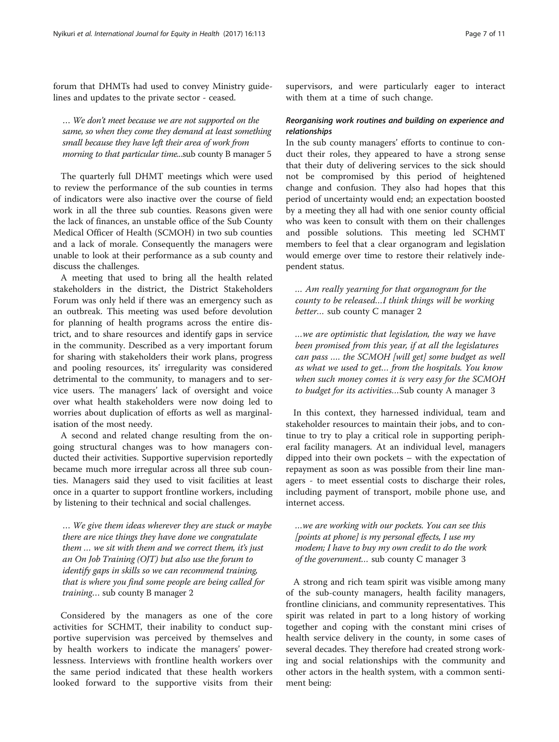forum that DHMTs had used to convey Ministry guidelines and updates to the private sector - ceased.

> *… We don't meet because we are not supported on the same, so when they come they demand at least something small because they have left their area of work from morning to that particular time...*sub county B manager 5

The quarterly full DHMT meetings which were used to review the performance of the sub counties in terms of indicators were also inactive over the course of field work in all the three sub counties. Reasons given were the lack of finances, an unstable office of the Sub County Medical Officer of Health (SCMOH) in two sub counties and a lack of morale. Consequently the managers were unable to look at their performance as a sub county and discuss the challenges.

A meeting that used to bring all the health related stakeholders in the district, the District Stakeholders Forum was only held if there was an emergency such as an outbreak. This meeting was used before devolution for planning of health programs across the entire district, and to share resources and identify gaps in service in the community. Described as a very important forum for sharing with stakeholders their work plans, progress and pooling resources, its' irregularity was considered detrimental to the community, to managers and to service users. The managers' lack of oversight and voice over what health stakeholders were now doing led to worries about duplication of efforts as well as marginalisation of the most needy.

A second and related change resulting from the ongoing structural changes was to how managers conducted their activities. Supportive supervision reportedly became much more irregular across all three sub counties. Managers said they used to visit facilities at least once in a quarter to support frontline workers, including by listening to their technical and social challenges.

> *… We give them ideas wherever they are stuck or maybe there are nice things they have done we congratulate them … we sit with them and we correct them, it's just an On Job Training (OJT) but also use the forum to identify gaps in skills so we can recommend training, that is where you find some people are being called for training…* sub county B manager 2

Considered by the managers as one of the core activities for SCHMT, their inability to conduct supportive supervision was perceived by themselves and by health workers to indicate the managers' powerlessness. Interviews with frontline health workers over the same period indicated that these health workers looked forward to the supportive visits from their supervisors, and were particularly eager to interact with them at a time of such change.

#### *Reorganising work routines and building on experience and relationships*

In the sub county managers' efforts to continue to conduct their roles, they appeared to have a strong sense that their duty of delivering services to the sick should not be compromised by this period of heightened change and confusion. They also had hopes that this period of uncertainty would end; an expectation boosted by a meeting they all had with one senior county official who was keen to consult with them on their challenges and possible solutions. This meeting led SCHMT members to feel that a clear organogram and legislation would emerge over time to restore their relatively independent status.

> *… Am really yearning for that organogram for the county to be released…I think things will be working better…* sub county C manager 2

> *…we are optimistic that legislation, the way we have been promised from this year, if at all the legislatures can pass …. the SCMOH [will get] some budget as well as what we used to get… from the hospitals. You know when such money comes it is very easy for the SCMOH to budget for its activities…*Sub county A manager 3

In this context, they harnessed individual, team and stakeholder resources to maintain their jobs, and to continue to try to play a critical role in supporting peripheral facility managers. At an individual level, managers dipped into their own pockets – with the expectation of repayment as soon as was possible from their line managers - to meet essential costs to discharge their roles, including payment of transport, mobile phone use, and internet access.

> *…we are working with our pockets. You can see this [points at phone] is my personal effects, I use my modem; I have to buy my own credit to do the work of the government…* sub county C manager 3

A strong and rich team spirit was visible among many of the sub-county managers, health facility managers, frontline clinicians, and community representatives. This spirit was related in part to a long history of working together and coping with the constant mini crises of health service delivery in the county, in some cases of several decades. They therefore had created strong working and social relationships with the community and other actors in the health system, with a common sentiment being: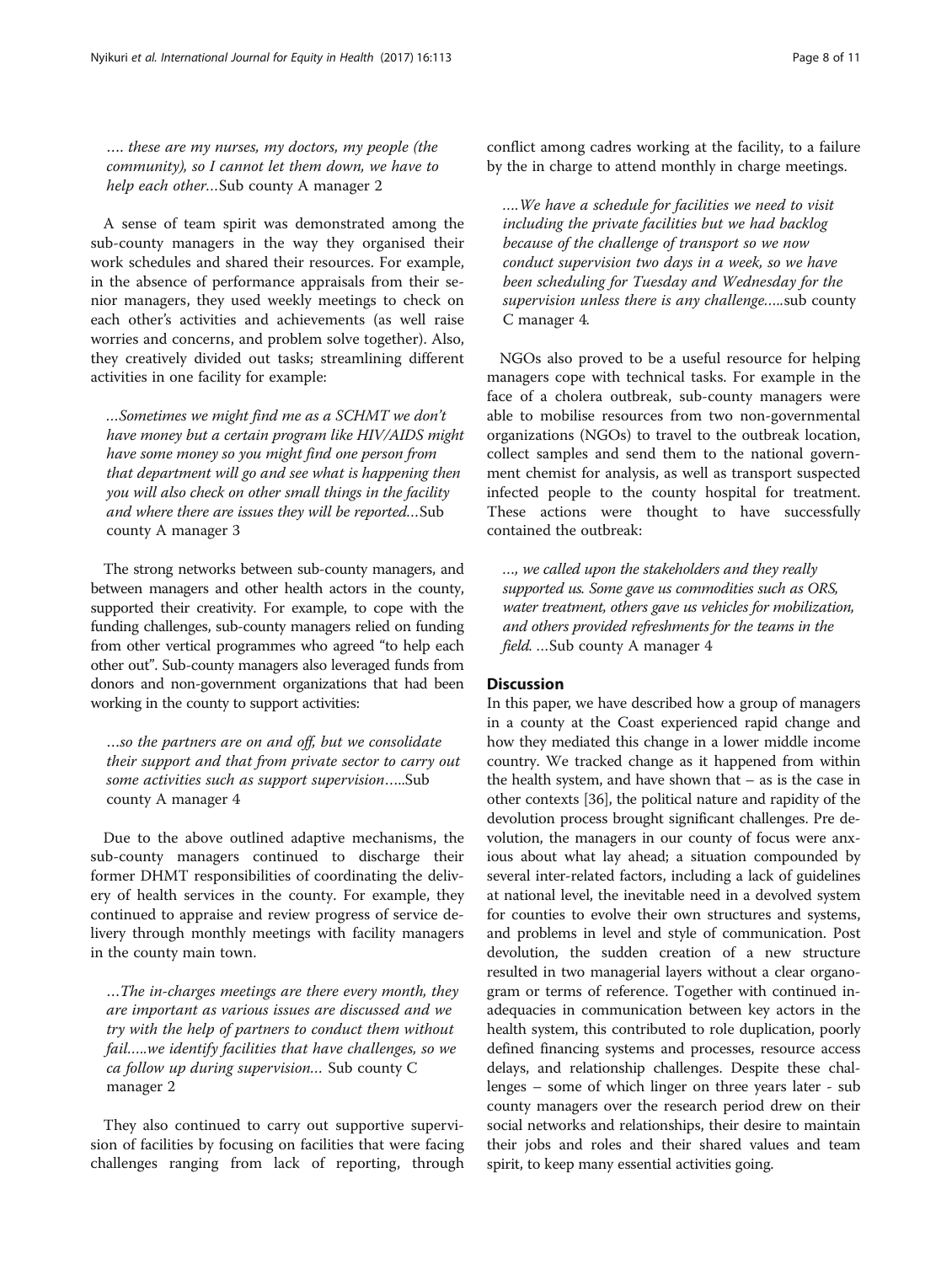*…. these are my nurses, my doctors, my people (the community), so I cannot let them down, we have to help each other…*Sub county A manager 2

A sense of team spirit was demonstrated among the sub-county managers in the way they organised their work schedules and shared their resources. For example, in the absence of performance appraisals from their senior managers, they used weekly meetings to check on each other's activities and achievements (as well raise worries and concerns, and problem solve together). Also, they creatively divided out tasks; streamlining different activities in one facility for example:

*…Sometimes we might find me as a SCHMT we don't have money but a certain program like HIV/AIDS might have some money so you might find one person from that department will go and see what is happening then you will also check on other small things in the facility and where there are issues they will be reported…*Sub county A manager 3

The strong networks between sub-county managers, and between managers and other health actors in the county, supported their creativity. For example, to cope with the funding challenges, sub-county managers relied on funding from other vertical programmes who agreed "to help each other out". Sub-county managers also leveraged funds from donors and non-government organizations that had been working in the county to support activities:

*…so the partners are on and off, but we consolidate their support and that from private sector to carry out some activities such as support supervision…..*Sub county A manager 4

Due to the above outlined adaptive mechanisms, the sub-county managers continued to discharge their former DHMT responsibilities of coordinating the delivery of health services in the county. For example, they continued to appraise and review progress of service delivery through monthly meetings with facility managers in the county main town.

*…The in-charges meetings are there every month, they are important as various issues are discussed and we try with the help of partners to conduct them without fail…..we identify facilities that have challenges, so we ca follow up during supervision…* Sub county C manager 2

They also continued to carry out supportive supervision of facilities by focusing on facilities that were facing challenges ranging from lack of reporting, through conflict among cadres working at the facility, to a failure by the in charge to attend monthly in charge meetings.

*….We have a schedule for facilities we need to visit including the private facilities but we had backlog because of the challenge of transport so we now conduct supervision two days in a week, so we have been scheduling for Tuesday and Wednesday for the supervision unless there is any challenge…..*sub county C manager 4.

NGOs also proved to be a useful resource for helping managers cope with technical tasks. For example in the face of a cholera outbreak, sub-county managers were able to mobilise resources from two non-governmental organizations (NGOs) to travel to the outbreak location, collect samples and send them to the national government chemist for analysis, as well as transport suspected infected people to the county hospital for treatment. These actions were thought to have successfully contained the outbreak:

*…, we called upon the stakeholders and they really supported us. Some gave us commodities such as ORS, water treatment, others gave us vehicles for mobilization, and others provided refreshments for the teams in the field. …*Sub county A manager 4

## Discussion

In this paper, we have described how a group of managers in a county at the Coast experienced rapid change and how they mediated this change in a lower middle income country. We tracked change as it happened from within the health system, and have shown that – as is the case in other contexts [36], the political nature and rapidity of the devolution process brought significant challenges. Pre devolution, the managers in our county of focus were anxious about what lay ahead; a situation compounded by several inter-related factors, including a lack of guidelines at national level, the inevitable need in a devolved system for counties to evolve their own structures and systems, and problems in level and style of communication. Post devolution, the sudden creation of a new structure resulted in two managerial layers without a clear organogram or terms of reference. Together with continued inadequacies in communication between key actors in the health system, this contributed to role duplication, poorly defined financing systems and processes, resource access delays, and relationship challenges. Despite these challenges – some of which linger on three years later - sub county managers over the research period drew on their social networks and relationships, their desire to maintain their jobs and roles and their shared values and team spirit, to keep many essential activities going.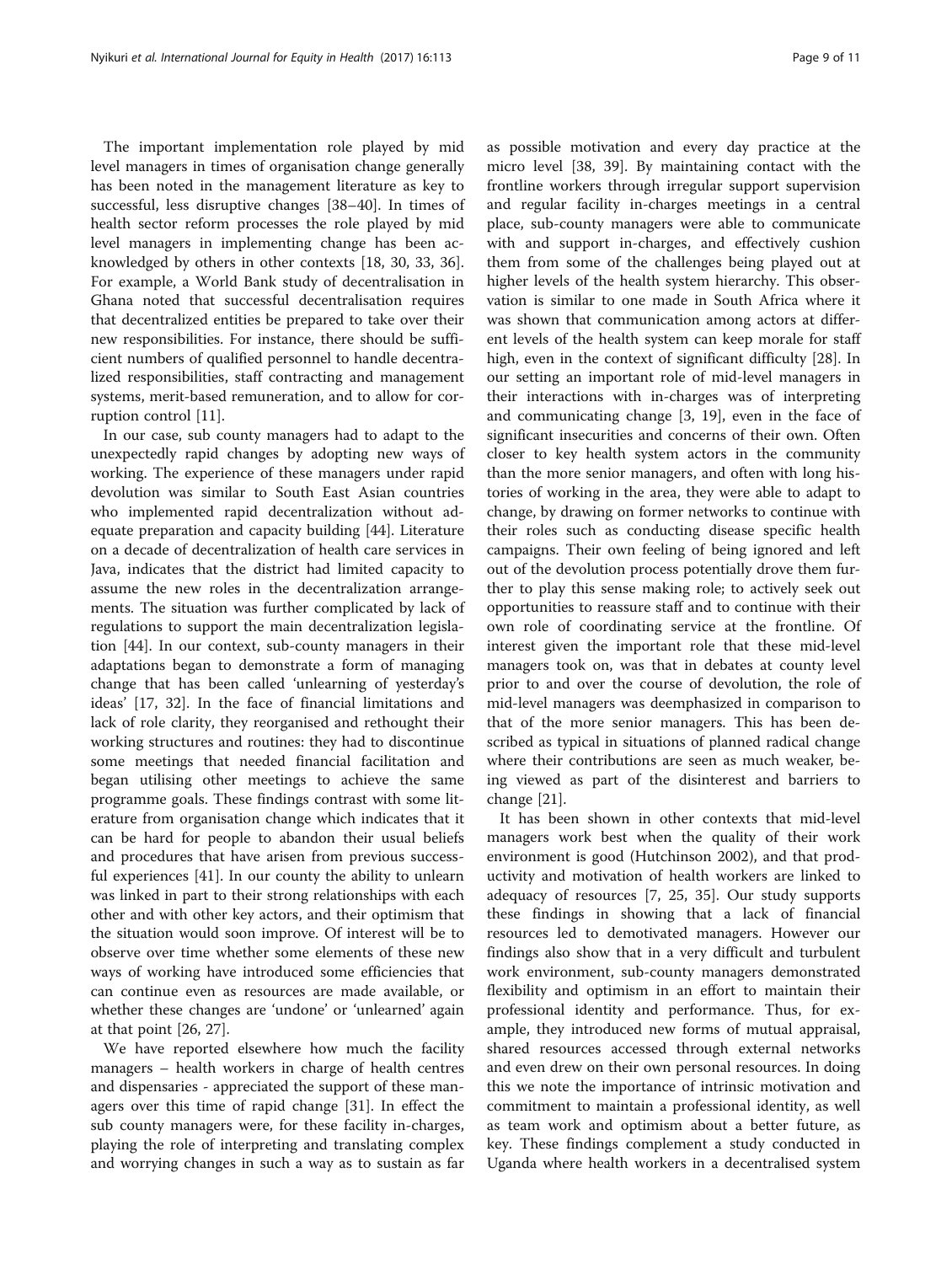The important implementation role played by mid level managers in times of organisation change generally has been noted in the management literature as key to successful, less disruptive changes [38–40]. In times of health sector reform processes the role played by mid level managers in implementing change has been acknowledged by others in other contexts [18, 30, 33, 36]. For example, a World Bank study of decentralisation in Ghana noted that successful decentralisation requires that decentralized entities be prepared to take over their new responsibilities. For instance, there should be sufficient numbers of qualified personnel to handle decentralized responsibilities, staff contracting and management systems, merit-based remuneration, and to allow for corruption control [11].

In our case, sub county managers had to adapt to the unexpectedly rapid changes by adopting new ways of working. The experience of these managers under rapid devolution was similar to South East Asian countries who implemented rapid decentralization without adequate preparation and capacity building [44]. Literature on a decade of decentralization of health care services in Java, indicates that the district had limited capacity to assume the new roles in the decentralization arrangements. The situation was further complicated by lack of regulations to support the main decentralization legislation [44]. In our context, sub-county managers in their adaptations began to demonstrate a form of managing change that has been called 'unlearning of yesterday's ideas' [17, 32]. In the face of financial limitations and lack of role clarity, they reorganised and rethought their working structures and routines: they had to discontinue some meetings that needed financial facilitation and began utilising other meetings to achieve the same programme goals. These findings contrast with some literature from organisation change which indicates that it can be hard for people to abandon their usual beliefs and procedures that have arisen from previous successful experiences [41]. In our county the ability to unlearn was linked in part to their strong relationships with each other and with other key actors, and their optimism that the situation would soon improve. Of interest will be to observe over time whether some elements of these new ways of working have introduced some efficiencies that can continue even as resources are made available, or whether these changes are 'undone' or 'unlearned' again at that point [26, 27].

We have reported elsewhere how much the facility managers – health workers in charge of health centres and dispensaries - appreciated the support of these managers over this time of rapid change [31]. In effect the sub county managers were, for these facility in-charges, playing the role of interpreting and translating complex and worrying changes in such a way as to sustain as far as possible motivation and every day practice at the micro level [38, 39]. By maintaining contact with the frontline workers through irregular support supervision and regular facility in-charges meetings in a central place, sub-county managers were able to communicate with and support in-charges, and effectively cushion them from some of the challenges being played out at higher levels of the health system hierarchy. This observation is similar to one made in South Africa where it was shown that communication among actors at different levels of the health system can keep morale for staff high, even in the context of significant difficulty [28]. In our setting an important role of mid-level managers in their interactions with in-charges was of interpreting and communicating change [3, 19], even in the face of significant insecurities and concerns of their own. Often closer to key health system actors in the community than the more senior managers, and often with long histories of working in the area, they were able to adapt to change, by drawing on former networks to continue with their roles such as conducting disease specific health campaigns. Their own feeling of being ignored and left out of the devolution process potentially drove them further to play this sense making role; to actively seek out opportunities to reassure staff and to continue with their own role of coordinating service at the frontline. Of interest given the important role that these mid-level managers took on, was that in debates at county level prior to and over the course of devolution, the role of mid-level managers was deemphasized in comparison to that of the more senior managers. This has been described as typical in situations of planned radical change where their contributions are seen as much weaker, being viewed as part of the disinterest and barriers to change [21].

It has been shown in other contexts that mid-level managers work best when the quality of their work environment is good (Hutchinson 2002), and that productivity and motivation of health workers are linked to adequacy of resources [7, 25, 35]. Our study supports these findings in showing that a lack of financial resources led to demotivated managers. However our findings also show that in a very difficult and turbulent work environment, sub-county managers demonstrated flexibility and optimism in an effort to maintain their professional identity and performance. Thus, for example, they introduced new forms of mutual appraisal, shared resources accessed through external networks and even drew on their own personal resources. In doing this we note the importance of intrinsic motivation and commitment to maintain a professional identity, as well as team work and optimism about a better future, as key. These findings complement a study conducted in Uganda where health workers in a decentralised system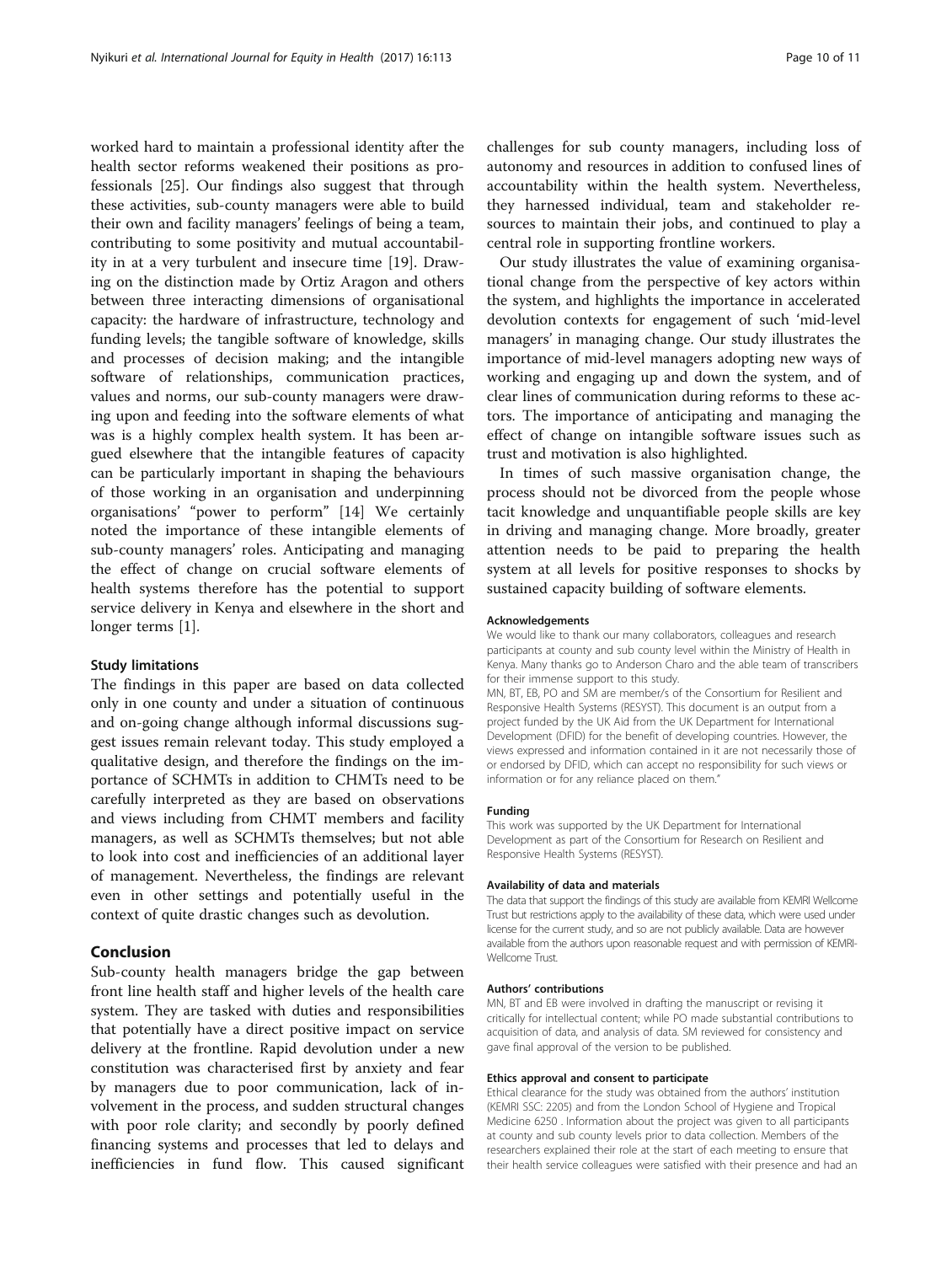worked hard to maintain a professional identity after the health sector reforms weakened their positions as professionals [25]. Our findings also suggest that through these activities, sub-county managers were able to build their own and facility managers' feelings of being a team, contributing to some positivity and mutual accountability in at a very turbulent and insecure time [19]. Drawing on the distinction made by Ortiz Aragon and others between three interacting dimensions of organisational capacity: the hardware of infrastructure, technology and funding levels; the tangible software of knowledge, skills and processes of decision making; and the intangible software of relationships, communication practices, values and norms, our sub-county managers were drawing upon and feeding into the software elements of what was is a highly complex health system. It has been argued elsewhere that the intangible features of capacity can be particularly important in shaping the behaviours of those working in an organisation and underpinning organisations' "power to perform" [14] We certainly noted the importance of these intangible elements of sub-county managers' roles. Anticipating and managing the effect of change on crucial software elements of health systems therefore has the potential to support service delivery in Kenya and elsewhere in the short and longer terms [1].

### Study limitations

The findings in this paper are based on data collected only in one county and under a situation of continuous and on-going change although informal discussions suggest issues remain relevant today. This study employed a qualitative design, and therefore the findings on the importance of SCHMTs in addition to CHMTs need to be carefully interpreted as they are based on observations and views including from CHMT members and facility managers, as well as SCHMTs themselves; but not able to look into cost and inefficiencies of an additional layer of management. Nevertheless, the findings are relevant even in other settings and potentially useful in the context of quite drastic changes such as devolution.

## Conclusion

Sub-county health managers bridge the gap between front line health staff and higher levels of the health care system. They are tasked with duties and responsibilities that potentially have a direct positive impact on service delivery at the frontline. Rapid devolution under a new constitution was characterised first by anxiety and fear by managers due to poor communication, lack of involvement in the process, and sudden structural changes with poor role clarity; and secondly by poorly defined financing systems and processes that led to delays and inefficiencies in fund flow. This caused significant challenges for sub county managers, including loss of autonomy and resources in addition to confused lines of accountability within the health system. Nevertheless, they harnessed individual, team and stakeholder resources to maintain their jobs, and continued to play a central role in supporting frontline workers.

Our study illustrates the value of examining organisational change from the perspective of key actors within the system, and highlights the importance in accelerated devolution contexts for engagement of such 'mid-level managers' in managing change. Our study illustrates the importance of mid-level managers adopting new ways of working and engaging up and down the system, and of clear lines of communication during reforms to these actors. The importance of anticipating and managing the effect of change on intangible software issues such as trust and motivation is also highlighted.

In times of such massive organisation change, the process should not be divorced from the people whose tacit knowledge and unquantifiable people skills are key in driving and managing change. More broadly, greater attention needs to be paid to preparing the health system at all levels for positive responses to shocks by sustained capacity building of software elements.

#### Acknowledgements

We would like to thank our many collaborators, colleagues and research participants at county and sub county level within the Ministry of Health in Kenya. Many thanks go to Anderson Charo and the able team of transcribers for their immense support to this study.

MN, BT, EB, PO and SM are member/s of the Consortium for Resilient and Responsive Health Systems (RESYST). This document is an output from a project funded by the UK Aid from the UK Department for International Development (DFID) for the benefit of developing countries. However, the views expressed and information contained in it are not necessarily those of or endorsed by DFID, which can accept no responsibility for such views or information or for any reliance placed on them."

#### Funding

This work was supported by the UK Department for International Development as part of the Consortium for Research on Resilient and Responsive Health Systems (RESYST).

#### Availability of data and materials

The data that support the findings of this study are available from KEMRI Wellcome Trust but restrictions apply to the availability of these data, which were used under license for the current study, and so are not publicly available. Data are however available from the authors upon reasonable request and with permission of KEMRI-Wellcome Trust.

#### Authors' contributions

MN, BT and EB were involved in drafting the manuscript or revising it critically for intellectual content; while PO made substantial contributions to acquisition of data, and analysis of data. SM reviewed for consistency and gave final approval of the version to be published.

#### Ethics approval and consent to participate

Ethical clearance for the study was obtained from the authors' institution (KEMRI SSC: 2205) and from the London School of Hygiene and Tropical Medicine 6250 . Information about the project was given to all participants at county and sub county levels prior to data collection. Members of the researchers explained their role at the start of each meeting to ensure that their health service colleagues were satisfied with their presence and had an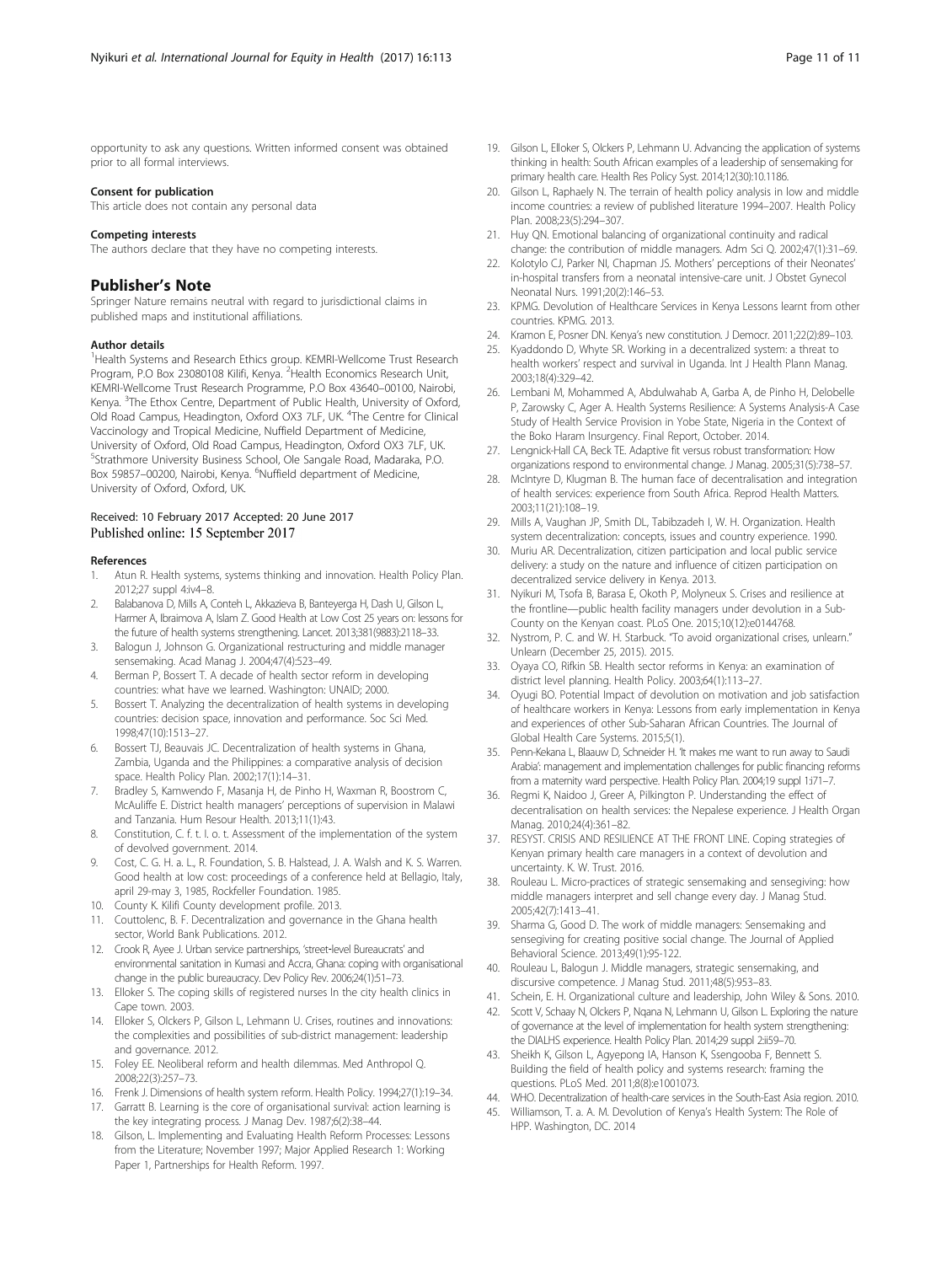opportunity to ask any questions. Written informed consent was obtained prior to all formal interviews.

#### Consent for publication

This article does not contain any personal data

#### Competing interests

The authors declare that they have no competing interests.

## Publisher's Note

Springer Nature remains neutral with regard to jurisdictional claims in published maps and institutional affiliations.

#### Author details

[1]Health Systems and Research Ethics group. KEMRI-Wellcome Trust Research Program, P.O Box 23080108 Kilifi, Kenya. [2]Health Economics Research Unit, KEMRI-Wellcome Trust Research Programme, P.O Box 43640–00100, Nairobi, Kenya. [3]The Ethox Centre, Department of Public Health, University of Oxford, Old Road Campus, Headington, Oxford OX3 7LF, UK. [4]The Centre for Clinical Vaccinology and Tropical Medicine, Nuffield Department of Medicine, University of Oxford, Old Road Campus, Headington, Oxford OX3 7LF, UK. [5]Strathmore University Business School, Ole Sangale Road, Madaraka, P.O. Box 59857–00200, Nairobi, Kenya. [6]Nuffield department of Medicine, University of Oxford, Oxford, UK.

Received: 10 February 2017 Accepted: 20 June 2017
Published online: 15 September 2017

#### References

1. Atun R. Health systems, systems thinking and innovation. Health Policy Plan. 2012;27 suppl 4:iv4–8.
2. Balabanova D, Mills A, Conteh L, Akkazieva B, Banteyerga H, Dash U, Gilson L, Harmer A, Ibraimova A, Islam Z. Good Health at Low Cost 25 years on: lessons for the future of health systems strengthening. Lancet. 2013;381(9883):2118–33.
3. Balogun J, Johnson G. Organizational restructuring and middle manager sensemaking. Acad Manag J. 2004;47(4):523–49.
4. Berman P, Bossert T. A decade of health sector reform in developing countries: what have we learned. Washington: UNAID; 2000.
5. Bossert T. Analyzing the decentralization of health systems in developing countries: decision space, innovation and performance. Soc Sci Med. 1998;47(10):1513–27.
6. Bossert TJ, Beauvais JC. Decentralization of health systems in Ghana, Zambia, Uganda and the Philippines: a comparative analysis of decision space. Health Policy Plan. 2002;17(1):14–31.
7. Bradley S, Kamwendo F, Masanja H, de Pinho H, Waxman R, Boostrom C, McAuliffe E. District health managers' perceptions of supervision in Malawi and Tanzania. Hum Resour Health. 2013;11(1):43.
8. Constitution, C. f. t. I. o. t. Assessment of the implementation of the system of devolved government. 2014.
9. Cost, C. G. H. a. L., R. Foundation, S. B. Halstead, J. A. Walsh and K. S. Warren. Good health at low cost: proceedings of a conference held at Bellagio, Italy, april 29-may 3, 1985, Rockfeller Foundation. 1985.
10. County K. Kilifi County development profile. 2013.
11. Couttolenc, B. F. Decentralization and governance in the Ghana health sector, World Bank Publications. 2012.
12. Crook R, Ayee J. Urban service partnerships, 'street-level Bureaucrats' and environmental sanitation in Kumasi and Accra, Ghana: coping with organisational change in the public bureaucracy. Dev Policy Rev. 2006;24(1):51–73.
13. Elloker S. The coping skills of registered nurses In the city health clinics in Cape town. 2003.
14. Elloker S, Olckers P, Gilson L, Lehmann U. Crises, routines and innovations: the complexities and possibilities of sub-district management: leadership and governance. 2012.
15. Foley EE. Neoliberal reform and health dilemmas. Med Anthropol Q. 2008;22(3):257–73.
16. Frenk J. Dimensions of health system reform. Health Policy. 1994;27(1):19–34.
17. Garratt B. Learning is the core of organisational survival: action learning is the key integrating process. J Manag Dev. 1987;6(2):38–44.
18. Gilson, L. Implementing and Evaluating Health Reform Processes: Lessons from the Literature; November 1997; Major Applied Research 1: Working Paper 1, Partnerships for Health Reform. 1997.
19. Gilson L, Elloker S, Olckers P, Lehmann U. Advancing the application of systems thinking in health: South African examples of a leadership of sensemaking for primary health care. Health Res Policy Syst. 2014;12(30):10.1186.
20. Gilson L, Raphaely N. The terrain of health policy analysis in low and middle income countries: a review of published literature 1994–2007. Health Policy Plan. 2008;23(5):294–307.
21. Huy QN. Emotional balancing of organizational continuity and radical change: the contribution of middle managers. Adm Sci Q. 2002;47(1):31–69.
22. Kolotylo CJ, Parker NI, Chapman JS. Mothers' perceptions of their Neonates' in-hospital transfers from a neonatal intensive-care unit. J Obstet Gynecol Neonatal Nurs. 1991;20(2):146–53.
23. KPMG. Devolution of Healthcare Services in Kenya Lessons learnt from other countries. KPMG. 2013.
24. Kramon E, Posner DN. Kenya's new constitution. J Democr. 2011;22(2):89–103.
25. Kyaddondo D, Whyte SR. Working in a decentralized system: a threat to health workers' respect and survival in Uganda. Int J Health Plann Manag. 2003;18(4):329–42.
26. Lembani M, Mohammed A, Abdulwahab A, Garba A, de Pinho H, Delobelle P, Zarowsky C, Ager A. Health Systems Resilience: A Systems Analysis-A Case Study of Health Service Provision in Yobe State, Nigeria in the Context of the Boko Haram Insurgency. Final Report, October. 2014.
27. Lengnick-Hall CA, Beck TE. Adaptive fit versus robust transformation: How organizations respond to environmental change. J Manag. 2005;31(5):738–57.
28. McIntyre D, Klugman B. The human face of decentralisation and integration of health services: experience from South Africa. Reprod Health Matters. 2003;11(21):108–19.
29. Mills A, Vaughan JP, Smith DL, Tabibzadeh I, W. H. Organization. Health system decentralization: concepts, issues and country experience. 1990.
30. Muriu AR. Decentralization, citizen participation and local public service delivery: a study on the nature and influence of citizen participation on decentralized service delivery in Kenya. 2013.
31. Nyikuri M, Tsofa B, Barasa E, Okoth P, Molyneux S. Crises and resilience at the frontline—public health facility managers under devolution in a Sub-County on the Kenyan coast. PLoS One. 2015;10(12):e0144768.
32. Nystrom, P. C. and W. H. Starbuck. "To avoid organizational crises, unlearn." Unlearn (December 25, 2015). 2015.
33. Oyaya CO, Rifkin SB. Health sector reforms in Kenya: an examination of district level planning. Health Policy. 2003;64(1):113–27.
34. Oyugi BO. Potential Impact of devolution on motivation and job satisfaction of healthcare workers in Kenya: Lessons from early implementation in Kenya and experiences of other Sub-Saharan African Countries. The Journal of Global Health Care Systems. 2015;5(1).
35. Penn-Kekana L, Blaauw D, Schneider H. 'It makes me want to run away to Saudi Arabia': management and implementation challenges for public financing reforms from a maternity ward perspective. Health Policy Plan. 2004;19 suppl 1:i71–7.
36. Regmi K, Naidoo J, Greer A, Pilkington P. Understanding the effect of decentralisation on health services: the Nepalese experience. J Health Organ Manag. 2010;24(4):361–82.
37. RESYST. CRISIS AND RESILIENCE AT THE FRONT LINE. Coping strategies of Kenyan primary health care managers in a context of devolution and uncertainty. K. W. Trust. 2016.
38. Rouleau L. Micro-practices of strategic sensemaking and sensegiving: how middle managers interpret and sell change every day. J Manag Stud. 2005;42(7):1413–41.
39. Sharma G, Good D. The work of middle managers: Sensemaking and sensegiving for creating positive social change. The Journal of Applied Behavioral Science. 2013;49(1):95-122.
40. Rouleau L, Balogun J. Middle managers, strategic sensemaking, and discursive competence. J Manag Stud. 2011;48(5):953–83.
41. Schein, E. H. Organizational culture and leadership, John Wiley & Sons. 2010.
42. Scott V, Schaay N, Olckers P, Nqana N, Lehmann U, Gilson L. Exploring the nature of governance at the level of implementation for health system strengthening: the DIALHS experience. Health Policy Plan. 2014;29 suppl 2:ii59–70.
43. Sheikh K, Gilson L, Agyepong IA, Hanson K, Ssengooba F, Bennett S. Building the field of health policy and systems research: framing the questions. PLoS Med. 2011;8(8):e1001073.
44. WHO. Decentralization of health-care services in the South-East Asia region. 2010.
45. Williamson, T. a. A. M. Devolution of Kenya's Health System: The Role of HPP. Washington, DC. 2014